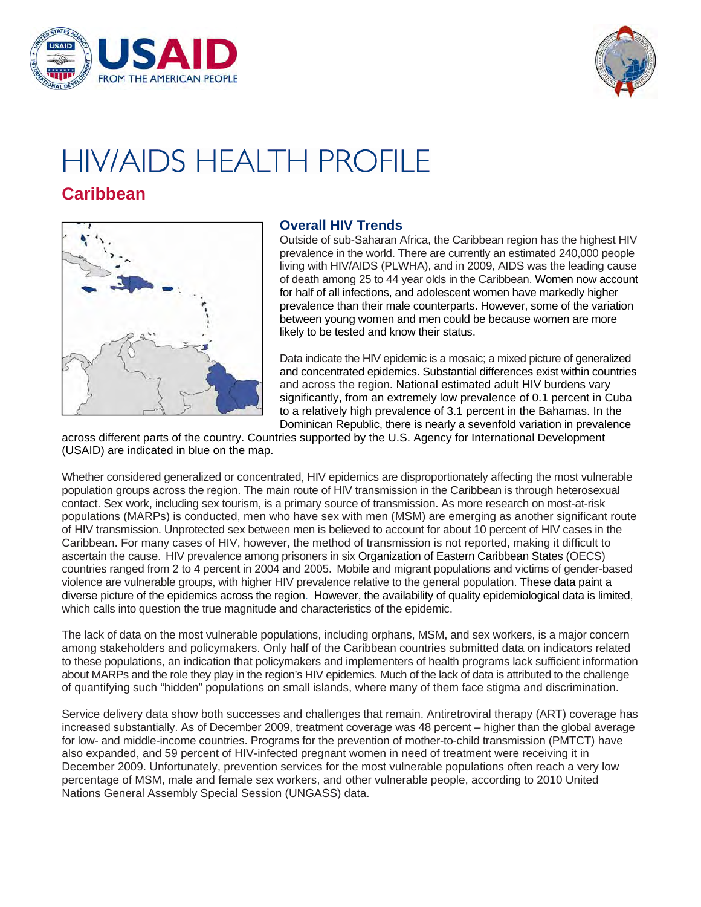# HIV/AIDS HEALTH PROFILE

## Caribbean

### Overall HIV Trends

Outside of sub-Saharan Africa, the Caribbean region has the highest HIV prevalence in the world. There are currently an estimated 240,000 people living with HIV/AIDS (PLWHA), and in 2009, AIDS was the leading cause of death among 25 to 44 year olds in the Caribbean. Women now account for half of all infections, and adolescent women have markedly higher prevalence than their male counterparts. However, some of the variation between young women and men could be because women are more likely to be tested and know their status.

Data indicate the HIV epidemic is a mosaic; a mixed picture of generalized and concentrated epidemics. Substantial differences exist within countries and across the region. National estimated adult HIV burdens vary significantly, from an extremely low prevalence of 0.1 percent in Cuba to a relatively high prevalence of 3.1 percent in the Bahamas. In the Dominican Republic, there is nearly a sevenfold variation in prevalence across different parts of the country. Countries supported by the U.S. Agency for International Development (USAID) are indicated in blue on the map.

Whether considered generalized or concentrated, HIV epidemics are disproportionately affecting the most vulnerable population groups across the region. The main route of HIV transmission in the Caribbean is through heterosexual contact. Sex work, including sex tourism, is a primary source of transmission. As more research on most-at-risk populations (MARPs) is conducted, men who have sex with men (MSM) are emerging as another significant route of HIV transmission. Unprotected sex between men is believed to account for about 10 percent of HIV cases in the Caribbean. For many cases of HIV, however, the method of transmission is not reported, making it difficult to ascertain the cause. HIV prevalence among prisoners in six Organization of Eastern Caribbean States (OECS) countries ranged from 2 to 4 percent in 2004 and 2005. Mobile and migrant populations and victims of gender-based violence are vulnerable groups, with higher HIV prevalence relative to the general population. These data paint a diverse picture of the epidemics across the region. However, the availability of quality epidemiological data is limited, which calls into question the true magnitude and characteristics of the epidemic.

The lack of data on the most vulnerable populations, including orphans, MSM, and sex workers, is a major concern among stakeholders and policymakers. Only half of the Caribbean countries submitted data on indicators related to these populations, an indication that policymakers and implementers of health programs lack sufficient information about MARPs and the role they play in the region's HIV epidemics. Much of the lack of data is attributed to the challenge of quantifying such "hidden" populations on small islands, where many of them face stigma and discrimination.

Service delivery data show both successes and challenges that remain. Antiretroviral therapy (ART) coverage has increased substantially. As of December 2009, treatment coverage was 48 percent – higher than the global average for low- and middle-income countries. Programs for the prevention of mother-to-child transmission (PMTCT) have also expanded, and 59 percent of HIV-infected pregnant women in need of treatment were receiving it in December 2009. Unfortunately, prevention services for the most vulnerable populations often reach a very low percentage of MSM, male and female sex workers, and other vulnerable people, according to 2010 United Nations General Assembly Special Session (UNGASS) data.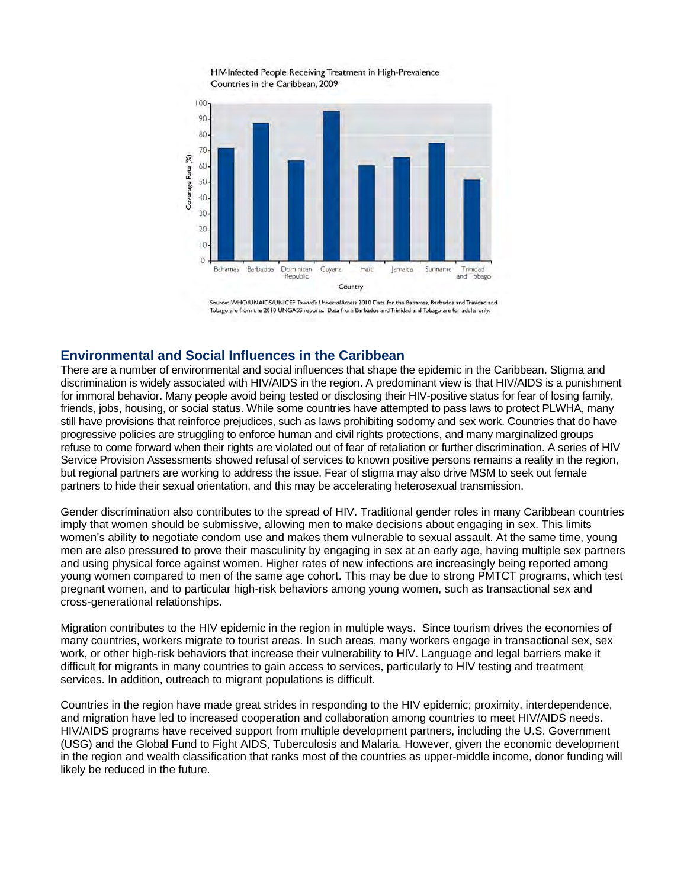HIV-Infected People Receiving Treatment in High-Prevalence Countries in the Caribbean, 2009

Source: WHO/UNAIDS/UNICEF *Toward's Universal Access* 2010 Data for the Bahamas, Barbados and Trinidad and Tobago are from the 2010 UNGASS reports. Data from Barbados and Trinidad and Tobago are for adults only.

## Environmental and Social Influences in the Caribbean

There are a number of environmental and social influences that shape the epidemic in the Caribbean. Stigma and discrimination is widely associated with HIV/AIDS in the region. A predominant view is that HIV/AIDS is a punishment for immoral behavior. Many people avoid being tested or disclosing their HIV-positive status for fear of losing family, friends, jobs, housing, or social status. While some countries have attempted to pass laws to protect PLWHA, many still have provisions that reinforce prejudices, such as laws prohibiting sodomy and sex work. Countries that do have progressive policies are struggling to enforce human and civil rights protections, and many marginalized groups refuse to come forward when their rights are violated out of fear of retaliation or further discrimination. A series of HIV Service Provision Assessments showed refusal of services to known positive persons remains a reality in the region, but regional partners are working to address the issue. Fear of stigma may also drive MSM to seek out female partners to hide their sexual orientation, and this may be accelerating heterosexual transmission.

Gender discrimination also contributes to the spread of HIV. Traditional gender roles in many Caribbean countries imply that women should be submissive, allowing men to make decisions about engaging in sex. This limits women's ability to negotiate condom use and makes them vulnerable to sexual assault. At the same time, young men are also pressured to prove their masculinity by engaging in sex at an early age, having multiple sex partners and using physical force against women. Higher rates of new infections are increasingly being reported among young women compared to men of the same age cohort. This may be due to strong PMTCT programs, which test pregnant women, and to particular high-risk behaviors among young women, such as transactional sex and cross-generational relationships.

Migration contributes to the HIV epidemic in the region in multiple ways. Since tourism drives the economies of many countries, workers migrate to tourist areas. In such areas, many workers engage in transactional sex, sex work, or other high-risk behaviors that increase their vulnerability to HIV. Language and legal barriers make it difficult for migrants in many countries to gain access to services, particularly to HIV testing and treatment services. In addition, outreach to migrant populations is difficult.

Countries in the region have made great strides in responding to the HIV epidemic; proximity, interdependence, and migration have led to increased cooperation and collaboration among countries to meet HIV/AIDS needs. HIV/AIDS programs have received support from multiple development partners, including the U.S. Government (USG) and the Global Fund to Fight AIDS, Tuberculosis and Malaria. However, given the economic development in the region and wealth classification that ranks most of the countries as upper-middle income, donor funding will likely be reduced in the future.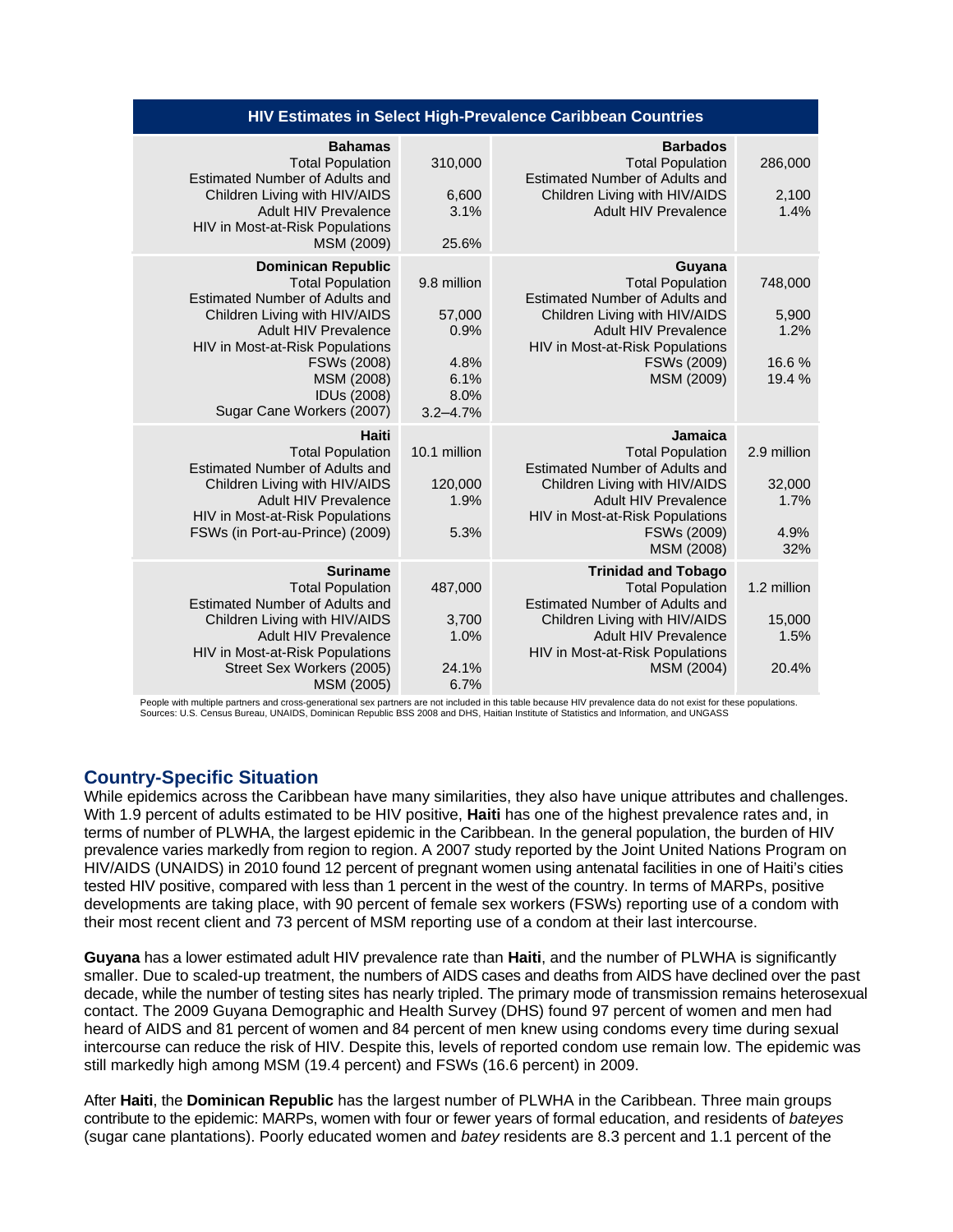| HIV Estimates in Select High-Prevalence Caribbean Countries | | | |
|---|---|---|---|
| **Bahamas** | | **Barbados** | |
| Total Population | 310,000 | Total Population | 286,000 |
| Estimated Number of Adults and Children Living with HIV/AIDS | 6,600 | Estimated Number of Adults and Children Living with HIV/AIDS | 2,100 |
| Adult HIV Prevalence | 3.1% | Adult HIV Prevalence | 1.4% |
| HIV in Most-at-Risk Populations | | | |
| MSM (2009) | 25.6% | | |
| **Dominican Republic** | | **Guyana** | |
| Total Population | 9.8 million | Total Population | 748,000 |
| Estimated Number of Adults and Children Living with HIV/AIDS | 57,000 | Estimated Number of Adults and Children Living with HIV/AIDS | 5,900 |
| Adult HIV Prevalence | 0.9% | Adult HIV Prevalence | 1.2% |
| HIV in Most-at-Risk Populations | | HIV in Most-at-Risk Populations | |
| FSWs (2008) | 4.8% | FSWs (2009) | 16.6 % |
| MSM (2008) | 6.1% | MSM (2009) | 19.4 % |
| IDUs (2008) | 8.0% | | |
| Sugar Cane Workers (2007) | 3.2–4.7% | | |
| **Haiti** | | **Jamaica** | |
| Total Population | 10.1 million | Total Population | 2.9 million |
| Estimated Number of Adults and Children Living with HIV/AIDS | 120,000 | Estimated Number of Adults and Children Living with HIV/AIDS | 32,000 |
| Adult HIV Prevalence | 1.9% | Adult HIV Prevalence | 1.7% |
| HIV in Most-at-Risk Populations | | HIV in Most-at-Risk Populations | |
| FSWs (in Port-au-Prince) (2009) | 5.3% | FSWs (2009) | 4.9% |
| | | MSM (2008) | 32% |
| **Suriname** | | **Trinidad and Tobago** | |
| Total Population | 487,000 | Total Population | 1.2 million |
| Estimated Number of Adults and Children Living with HIV/AIDS | 3,700 | Estimated Number of Adults and Children Living with HIV/AIDS | 15,000 |
| Adult HIV Prevalence | 1.0% | Adult HIV Prevalence | 1.5% |
| HIV in Most-at-Risk Populations | | HIV in Most-at-Risk Populations | |
| Street Sex Workers (2005) | 24.1% | MSM (2004) | 20.4% |
| MSM (2005) | 6.7% | | |

People with multiple partners and cross-generational sex partners are not included in this table because HIV prevalence data do not exist for these populations.
Sources: U.S. Census Bureau, UNAIDS, Dominican Republic BSS 2008 and DHS, Haitian Institute of Statistics and Information, and UNGASS

## Country-Specific Situation

While epidemics across the Caribbean have many similarities, they also have unique attributes and challenges. With 1.9 percent of adults estimated to be HIV positive, **Haiti** has one of the highest prevalence rates and, in terms of number of PLWHA, the largest epidemic in the Caribbean. In the general population, the burden of HIV prevalence varies markedly from region to region. A 2007 study reported by the Joint United Nations Program on HIV/AIDS (UNAIDS) in 2010 found 12 percent of pregnant women using antenatal facilities in one of Haiti's cities tested HIV positive, compared with less than 1 percent in the west of the country. In terms of MARPs, positive developments are taking place, with 90 percent of female sex workers (FSWs) reporting use of a condom with their most recent client and 73 percent of MSM reporting use of a condom at their last intercourse.

**Guyana** has a lower estimated adult HIV prevalence rate than **Haiti**, and the number of PLWHA is significantly smaller. Due to scaled-up treatment, the numbers of AIDS cases and deaths from AIDS have declined over the past decade, while the number of testing sites has nearly tripled. The primary mode of transmission remains heterosexual contact. The 2009 Guyana Demographic and Health Survey (DHS) found 97 percent of women and men had heard of AIDS and 81 percent of women and 84 percent of men knew using condoms every time during sexual intercourse can reduce the risk of HIV. Despite this, levels of reported condom use remain low. The epidemic was still markedly high among MSM (19.4 percent) and FSWs (16.6 percent) in 2009.

After **Haiti**, the **Dominican Republic** has the largest number of PLWHA in the Caribbean. Three main groups contribute to the epidemic: MARPs, women with four or fewer years of formal education, and residents of *bateyes* (sugar cane plantations). Poorly educated women and *batey* residents are 8.3 percent and 1.1 percent of the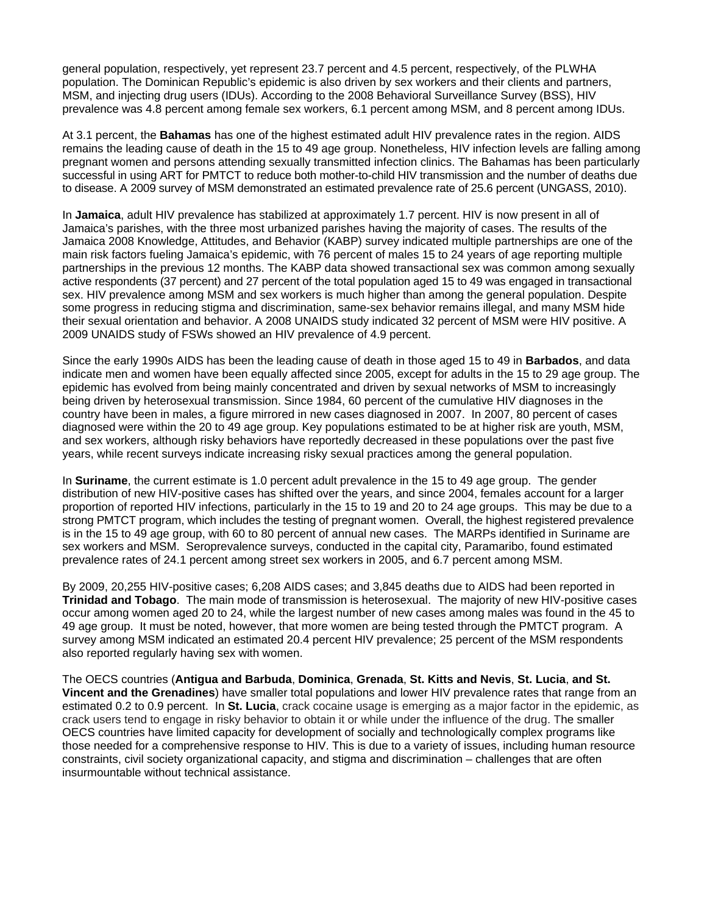general population, respectively, yet represent 23.7 percent and 4.5 percent, respectively, of the PLWHA population. The Dominican Republic's epidemic is also driven by sex workers and their clients and partners, MSM, and injecting drug users (IDUs). According to the 2008 Behavioral Surveillance Survey (BSS), HIV prevalence was 4.8 percent among female sex workers, 6.1 percent among MSM, and 8 percent among IDUs.

At 3.1 percent, the **Bahamas** has one of the highest estimated adult HIV prevalence rates in the region. AIDS remains the leading cause of death in the 15 to 49 age group. Nonetheless, HIV infection levels are falling among pregnant women and persons attending sexually transmitted infection clinics. The Bahamas has been particularly successful in using ART for PMTCT to reduce both mother-to-child HIV transmission and the number of deaths due to disease. A 2009 survey of MSM demonstrated an estimated prevalence rate of 25.6 percent (UNGASS, 2010).

In **Jamaica**, adult HIV prevalence has stabilized at approximately 1.7 percent. HIV is now present in all of Jamaica's parishes, with the three most urbanized parishes having the majority of cases. The results of the Jamaica 2008 Knowledge, Attitudes, and Behavior (KABP) survey indicated multiple partnerships are one of the main risk factors fueling Jamaica's epidemic, with 76 percent of males 15 to 24 years of age reporting multiple partnerships in the previous 12 months. The KABP data showed transactional sex was common among sexually active respondents (37 percent) and 27 percent of the total population aged 15 to 49 was engaged in transactional sex. HIV prevalence among MSM and sex workers is much higher than among the general population. Despite some progress in reducing stigma and discrimination, same-sex behavior remains illegal, and many MSM hide their sexual orientation and behavior. A 2008 UNAIDS study indicated 32 percent of MSM were HIV positive. A 2009 UNAIDS study of FSWs showed an HIV prevalence of 4.9 percent.

Since the early 1990s AIDS has been the leading cause of death in those aged 15 to 49 in **Barbados**, and data indicate men and women have been equally affected since 2005, except for adults in the 15 to 29 age group. The epidemic has evolved from being mainly concentrated and driven by sexual networks of MSM to increasingly being driven by heterosexual transmission. Since 1984, 60 percent of the cumulative HIV diagnoses in the country have been in males, a figure mirrored in new cases diagnosed in 2007. In 2007, 80 percent of cases diagnosed were within the 20 to 49 age group. Key populations estimated to be at higher risk are youth, MSM, and sex workers, although risky behaviors have reportedly decreased in these populations over the past five years, while recent surveys indicate increasing risky sexual practices among the general population.

In **Suriname**, the current estimate is 1.0 percent adult prevalence in the 15 to 49 age group. The gender distribution of new HIV-positive cases has shifted over the years, and since 2004, females account for a larger proportion of reported HIV infections, particularly in the 15 to 19 and 20 to 24 age groups. This may be due to a strong PMTCT program, which includes the testing of pregnant women. Overall, the highest registered prevalence is in the 15 to 49 age group, with 60 to 80 percent of annual new cases. The MARPs identified in Suriname are sex workers and MSM. Seroprevalence surveys, conducted in the capital city, Paramaribo, found estimated prevalence rates of 24.1 percent among street sex workers in 2005, and 6.7 percent among MSM.

By 2009, 20,255 HIV-positive cases; 6,208 AIDS cases; and 3,845 deaths due to AIDS had been reported in **Trinidad and Tobago**. The main mode of transmission is heterosexual. The majority of new HIV-positive cases occur among women aged 20 to 24, while the largest number of new cases among males was found in the 45 to 49 age group. It must be noted, however, that more women are being tested through the PMTCT program. A survey among MSM indicated an estimated 20.4 percent HIV prevalence; 25 percent of the MSM respondents also reported regularly having sex with women.

The OECS countries (**Antigua and Barbuda**, **Dominica**, **Grenada**, **St. Kitts and Nevis**, **St. Lucia**, **and St. Vincent and the Grenadines**) have smaller total populations and lower HIV prevalence rates that range from an estimated 0.2 to 0.9 percent. In **St. Lucia**, crack cocaine usage is emerging as a major factor in the epidemic, as crack users tend to engage in risky behavior to obtain it or while under the influence of the drug. The smaller OECS countries have limited capacity for development of socially and technologically complex programs like those needed for a comprehensive response to HIV. This is due to a variety of issues, including human resource constraints, civil society organizational capacity, and stigma and discrimination – challenges that are often insurmountable without technical assistance.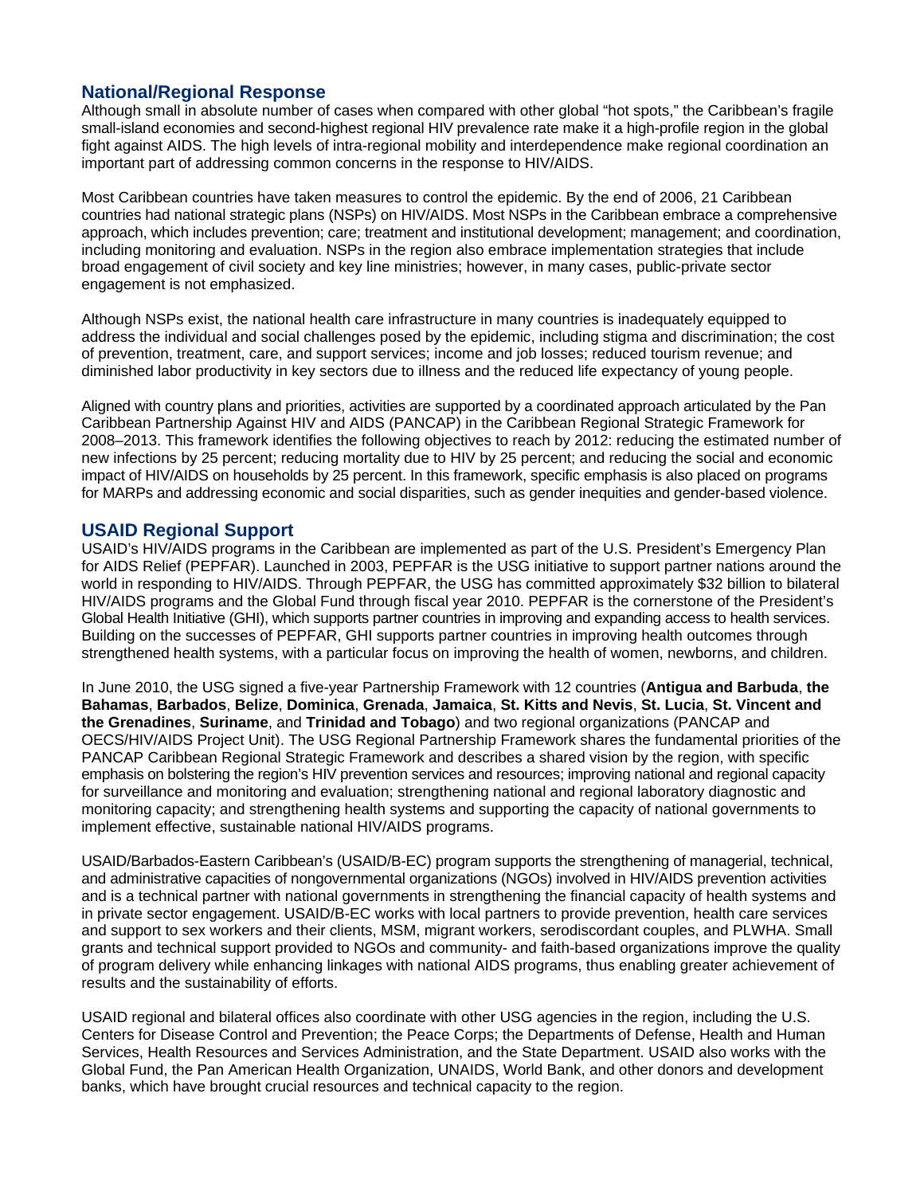## National/Regional Response

Although small in absolute number of cases when compared with other global “hot spots,” the Caribbean’s fragile small-island economies and second-highest regional HIV prevalence rate make it a high-profile region in the global fight against AIDS. The high levels of intra-regional mobility and interdependence make regional coordination an important part of addressing common concerns in the response to HIV/AIDS.

Most Caribbean countries have taken measures to control the epidemic. By the end of 2006, 21 Caribbean countries had national strategic plans (NSPs) on HIV/AIDS. Most NSPs in the Caribbean embrace a comprehensive approach, which includes prevention; care; treatment and institutional development; management; and coordination, including monitoring and evaluation. NSPs in the region also embrace implementation strategies that include broad engagement of civil society and key line ministries; however, in many cases, public-private sector engagement is not emphasized.

Although NSPs exist, the national health care infrastructure in many countries is inadequately equipped to address the individual and social challenges posed by the epidemic, including stigma and discrimination; the cost of prevention, treatment, care, and support services; income and job losses; reduced tourism revenue; and diminished labor productivity in key sectors due to illness and the reduced life expectancy of young people.

Aligned with country plans and priorities, activities are supported by a coordinated approach articulated by the Pan Caribbean Partnership Against HIV and AIDS (PANCAP) in the Caribbean Regional Strategic Framework for 2008–2013. This framework identifies the following objectives to reach by 2012: reducing the estimated number of new infections by 25 percent; reducing mortality due to HIV by 25 percent; and reducing the social and economic impact of HIV/AIDS on households by 25 percent. In this framework, specific emphasis is also placed on programs for MARPs and addressing economic and social disparities, such as gender inequities and gender-based violence.

## USAID Regional Support

USAID’s HIV/AIDS programs in the Caribbean are implemented as part of the U.S. President’s Emergency Plan for AIDS Relief (PEPFAR). Launched in 2003, PEPFAR is the USG initiative to support partner nations around the world in responding to HIV/AIDS. Through PEPFAR, the USG has committed approximately $32 billion to bilateral HIV/AIDS programs and the Global Fund through fiscal year 2010. PEPFAR is the cornerstone of the President’s Global Health Initiative (GHI), which supports partner countries in improving and expanding access to health services. Building on the successes of PEPFAR, GHI supports partner countries in improving health outcomes through strengthened health systems, with a particular focus on improving the health of women, newborns, and children.

In June 2010, the USG signed a five-year Partnership Framework with 12 countries (**Antigua and Barbuda**, **the Bahamas**, **Barbados**, **Belize**, **Dominica**, **Grenada**, **Jamaica**, **St. Kitts and Nevis**, **St. Lucia**, **St. Vincent and the Grenadines**, **Suriname**, and **Trinidad and Tobago**) and two regional organizations (PANCAP and OECS/HIV/AIDS Project Unit). The USG Regional Partnership Framework shares the fundamental priorities of the PANCAP Caribbean Regional Strategic Framework and describes a shared vision by the region, with specific emphasis on bolstering the region’s HIV prevention services and resources; improving national and regional capacity for surveillance and monitoring and evaluation; strengthening national and regional laboratory diagnostic and monitoring capacity; and strengthening health systems and supporting the capacity of national governments to implement effective, sustainable national HIV/AIDS programs.

USAID/Barbados-Eastern Caribbean’s (USAID/B-EC) program supports the strengthening of managerial, technical, and administrative capacities of nongovernmental organizations (NGOs) involved in HIV/AIDS prevention activities and is a technical partner with national governments in strengthening the financial capacity of health systems and in private sector engagement. USAID/B-EC works with local partners to provide prevention, health care services and support to sex workers and their clients, MSM, migrant workers, serodiscordant couples, and PLWHA. Small grants and technical support provided to NGOs and community- and faith-based organizations improve the quality of program delivery while enhancing linkages with national AIDS programs, thus enabling greater achievement of results and the sustainability of efforts.

USAID regional and bilateral offices also coordinate with other USG agencies in the region, including the U.S. Centers for Disease Control and Prevention; the Peace Corps; the Departments of Defense, Health and Human Services, Health Resources and Services Administration, and the State Department. USAID also works with the Global Fund, the Pan American Health Organization, UNAIDS, World Bank, and other donors and development banks, which have brought crucial resources and technical capacity to the region.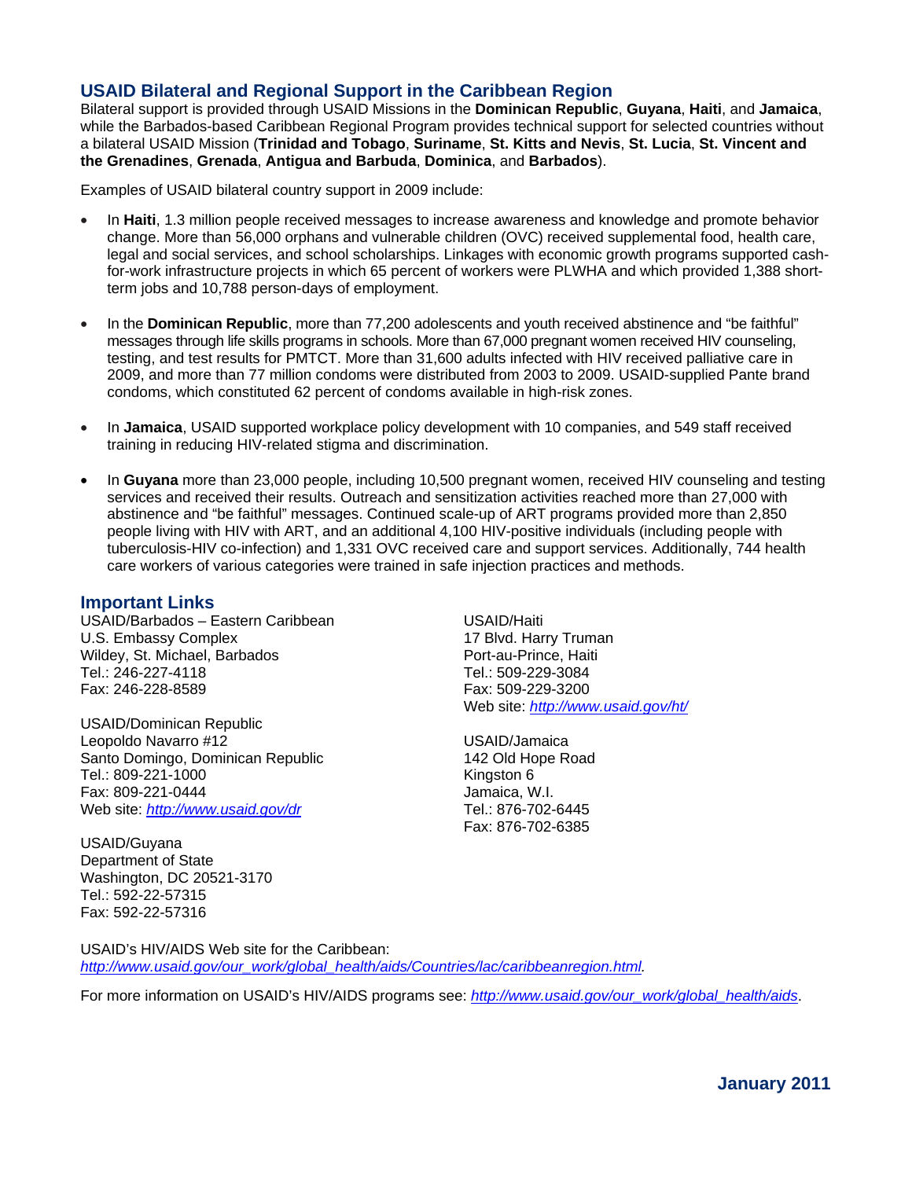## USAID Bilateral and Regional Support in the Caribbean Region

Bilateral support is provided through USAID Missions in the **Dominican Republic**, **Guyana**, **Haiti**, and **Jamaica**, while the Barbados-based Caribbean Regional Program provides technical support for selected countries without a bilateral USAID Mission (**Trinidad and Tobago**, **Suriname**, **St. Kitts and Nevis**, **St. Lucia**, **St. Vincent and the Grenadines**, **Grenada**, **Antigua and Barbuda**, **Dominica**, and **Barbados**).

Examples of USAID bilateral country support in 2009 include:

- In **Haiti**, 1.3 million people received messages to increase awareness and knowledge and promote behavior change. More than 56,000 orphans and vulnerable children (OVC) received supplemental food, health care, legal and social services, and school scholarships. Linkages with economic growth programs supported cash-for-work infrastructure projects in which 65 percent of workers were PLWHA and which provided 1,388 short-term jobs and 10,788 person-days of employment.

- In the **Dominican Republic**, more than 77,200 adolescents and youth received abstinence and "be faithful" messages through life skills programs in schools. More than 67,000 pregnant women received HIV counseling, testing, and test results for PMTCT. More than 31,600 adults infected with HIV received palliative care in 2009, and more than 77 million condoms were distributed from 2003 to 2009. USAID-supplied Pante brand condoms, which constituted 62 percent of condoms available in high-risk zones.

- In **Jamaica**, USAID supported workplace policy development with 10 companies, and 549 staff received training in reducing HIV-related stigma and discrimination.

- In **Guyana** more than 23,000 people, including 10,500 pregnant women, received HIV counseling and testing services and received their results. Outreach and sensitization activities reached more than 27,000 with abstinence and "be faithful" messages. Continued scale-up of ART programs provided more than 2,850 people living with HIV with ART, and an additional 4,100 HIV-positive individuals (including people with tuberculosis-HIV co-infection) and 1,331 OVC received care and support services. Additionally, 744 health care workers of various categories were trained in safe injection practices and methods.

## Important Links

USAID/Barbados – Eastern Caribbean
U.S. Embassy Complex
Wildey, St. Michael, Barbados
Tel.: 246-227-4118
Fax: 246-228-8589

USAID/Dominican Republic
Leopoldo Navarro #12
Santo Domingo, Dominican Republic
Tel.: 809-221-1000
Fax: 809-221-0444
Web site: http://www.usaid.gov/dr

USAID/Guyana
Department of State
Washington, DC 20521-3170
Tel.: 592-22-57315
Fax: 592-22-57316

USAID/Haiti
17 Blvd. Harry Truman
Port-au-Prince, Haiti
Tel.: 509-229-3084
Fax: 509-229-3200
Web site: http://www.usaid.gov/ht/

USAID/Jamaica
142 Old Hope Road
Kingston 6
Jamaica, W.I.
Tel.: 876-702-6445
Fax: 876-702-6385

USAID's HIV/AIDS Web site for the Caribbean:
http://www.usaid.gov/our_work/global_health/aids/Countries/lac/caribbeanregion.html.

For more information on USAID's HIV/AIDS programs see: http://www.usaid.gov/our_work/global_health/aids.

**January 2011**